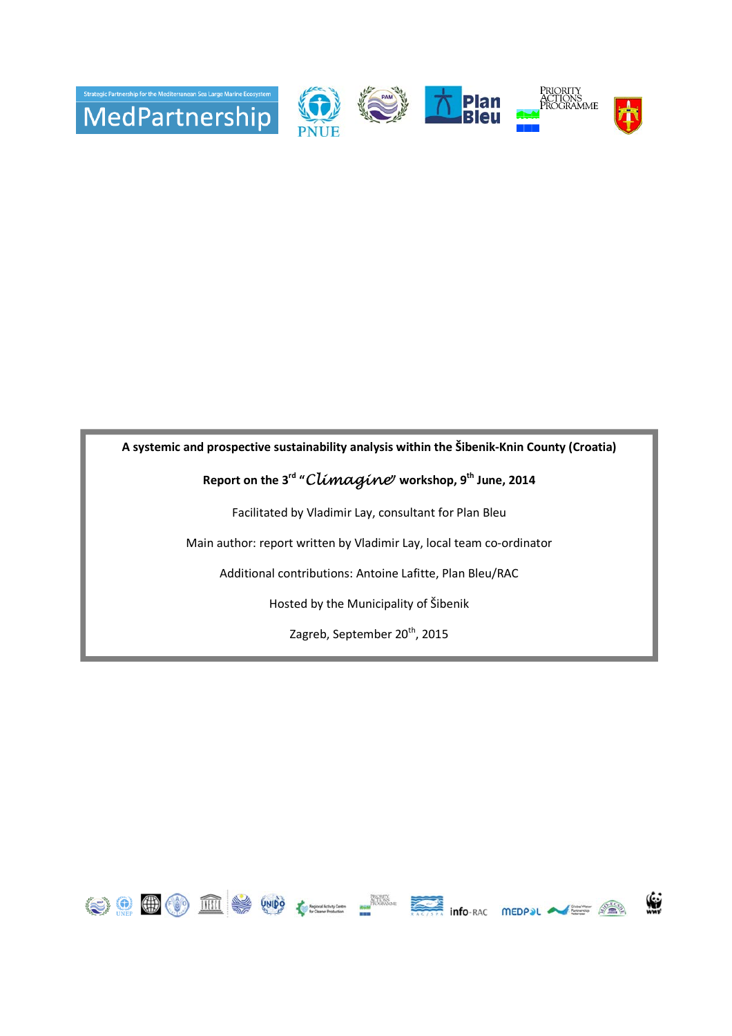**A systemic and prospective sustainability analysis within the Šibenik-Knin County (Croatia)**

**Report on the 3rd "*Climagine*" workshop, 9th June, 2014**

Facilitated by Vladimir Lay, consultant for Plan Bleu

Main author: report written by Vladimir Lay, local team co-ordinator

Additional contributions: Antoine Lafitte, Plan Bleu/RAC

Hosted by the Municipality of Šibenik

Zagreb, September 20th, 2015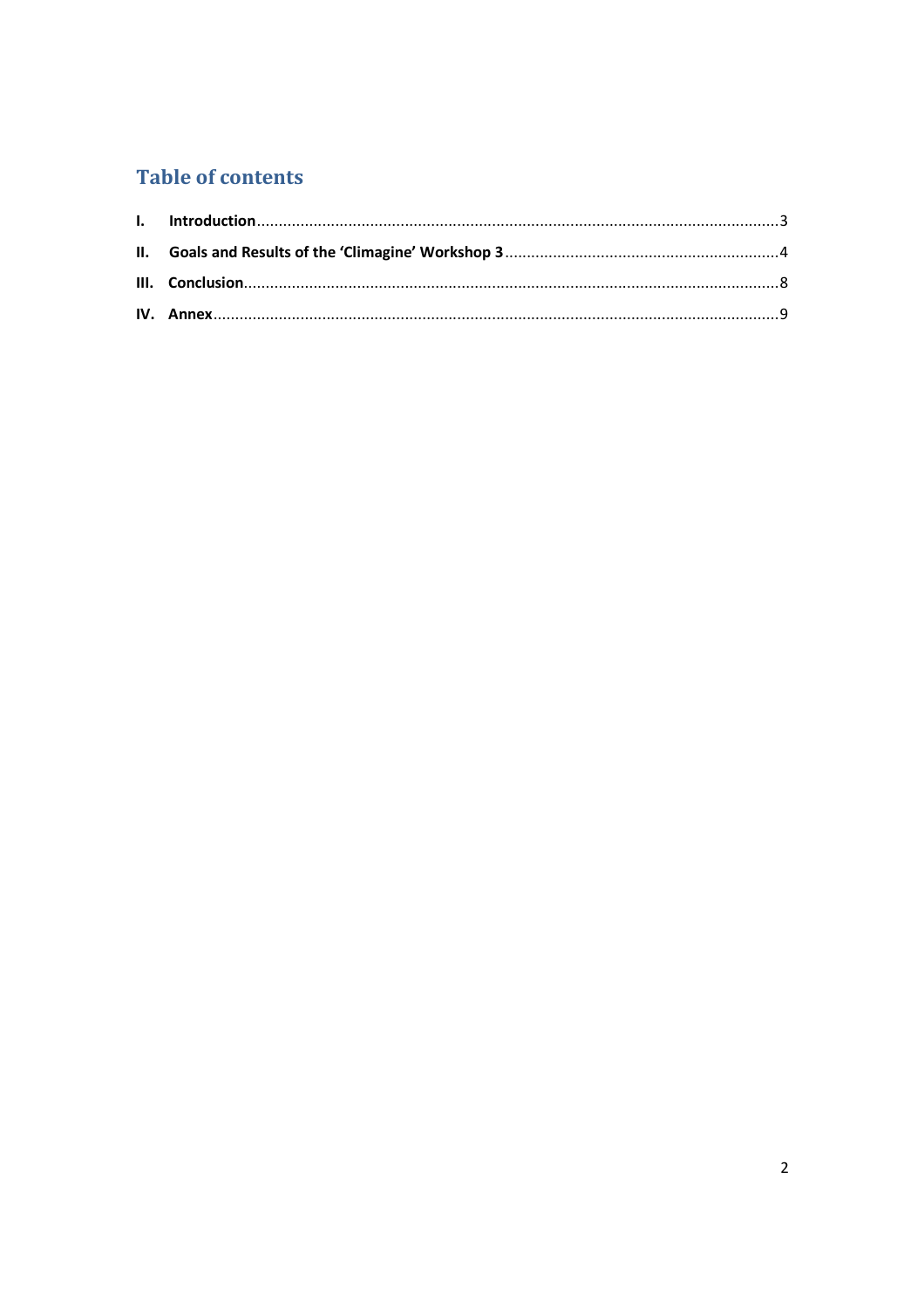# Table of contents

**I. Introduction** .......... 3

**II. Goals and Results of the 'Climagine' Workshop 3** .......... 4

**III. Conclusion** .......... 8

**IV. Annex** .......... 9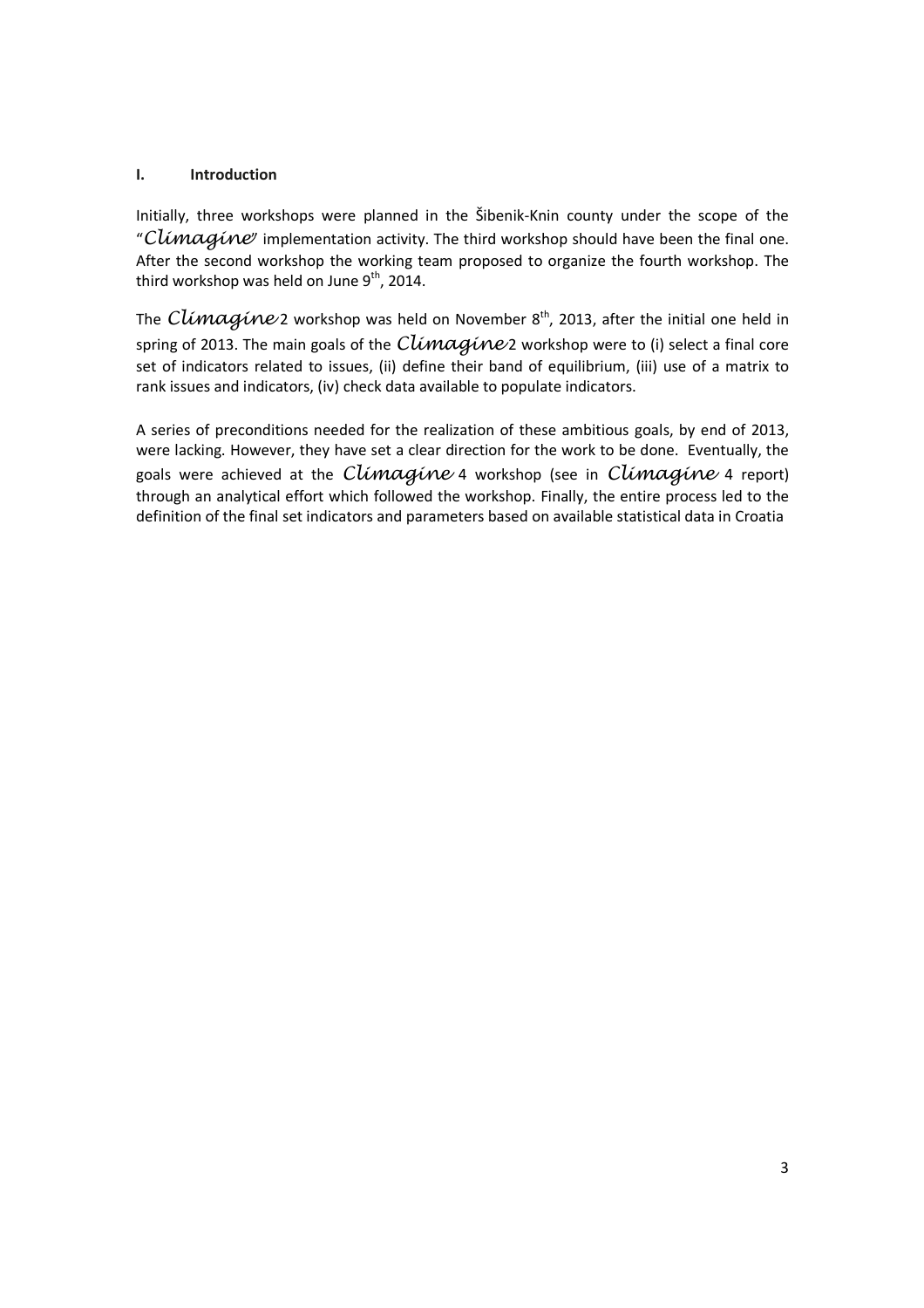# I. Introduction

Initially, three workshops were planned in the Šibenik-Knin county under the scope of the "*Climagine*" implementation activity. The third workshop should have been the final one. After the second workshop the working team proposed to organize the fourth workshop. The third workshop was held on June 9$^{th}$, 2014.

The *Climagine* 2 workshop was held on November 8$^{th}$, 2013, after the initial one held in spring of 2013. The main goals of the *Climagine* 2 workshop were to (i) select a final core set of indicators related to issues, (ii) define their band of equilibrium, (iii) use of a matrix to rank issues and indicators, (iv) check data available to populate indicators.

A series of preconditions needed for the realization of these ambitious goals, by end of 2013, were lacking. However, they have set a clear direction for the work to be done. Eventually, the goals were achieved at the *Climagine* 4 workshop (see in *Climagine* 4 report) through an analytical effort which followed the workshop. Finally, the entire process led to the definition of the final set indicators and parameters based on available statistical data in Croatia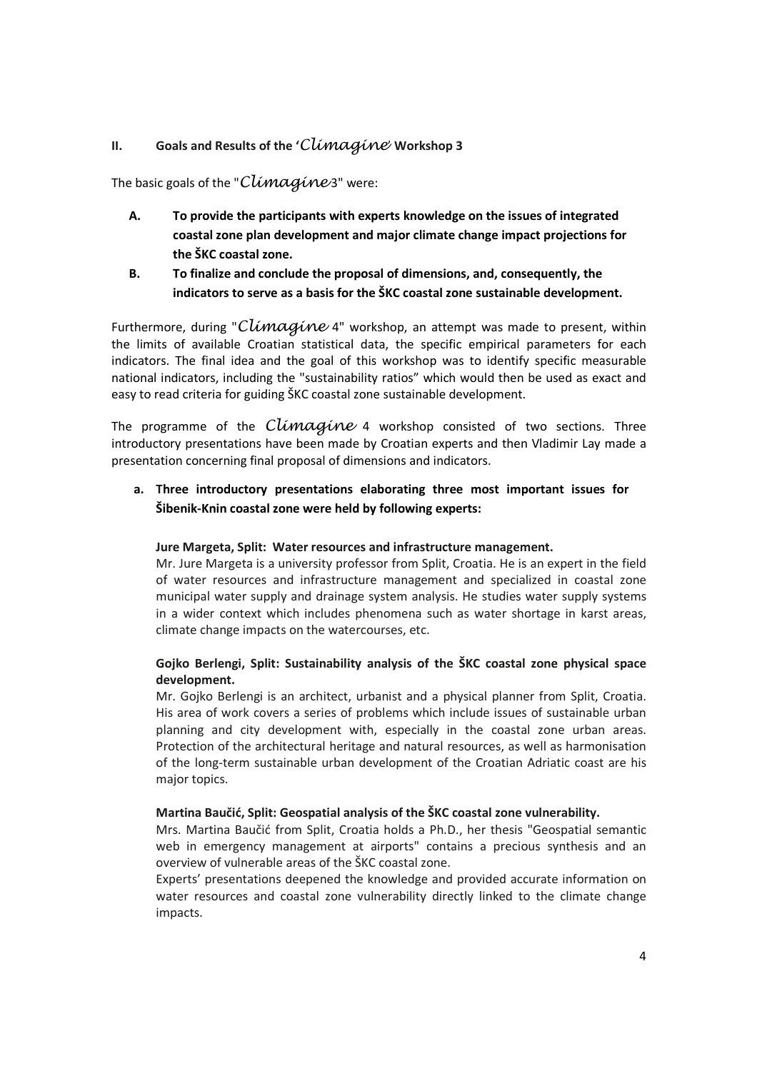## II. Goals and Results of the '*Climagine*' Workshop 3

The basic goals of the "*Climagine* 3" were:

- **A. To provide the participants with experts knowledge on the issues of integrated coastal zone plan development and major climate change impact projections for the ŠKC coastal zone.**
- **B. To finalize and conclude the proposal of dimensions, and, consequently, the indicators to serve as a basis for the ŠKC coastal zone sustainable development.**

Furthermore, during "*Climagine* 4" workshop, an attempt was made to present, within the limits of available Croatian statistical data, the specific empirical parameters for each indicators. The final idea and the goal of this workshop was to identify specific measurable national indicators, including the "sustainability ratios" which would then be used as exact and easy to read criteria for guiding ŠKC coastal zone sustainable development.

The programme of the *Climagine* 4 workshop consisted of two sections. Three introductory presentations have been made by Croatian experts and then Vladimir Lay made a presentation concerning final proposal of dimensions and indicators.

**a. Three introductory presentations elaborating three most important issues for Šibenik-Knin coastal zone were held by following experts:**

**Jure Margeta, Split: Water resources and infrastructure management.**

Mr. Jure Margeta is a university professor from Split, Croatia. He is an expert in the field of water resources and infrastructure management and specialized in coastal zone municipal water supply and drainage system analysis. He studies water supply systems in a wider context which includes phenomena such as water shortage in karst areas, climate change impacts on the watercourses, etc.

**Gojko Berlengi, Split: Sustainability analysis of the ŠKC coastal zone physical space development.**

Mr. Gojko Berlengi is an architect, urbanist and a physical planner from Split, Croatia. His area of work covers a series of problems which include issues of sustainable urban planning and city development with, especially in the coastal zone urban areas. Protection of the architectural heritage and natural resources, as well as harmonisation of the long-term sustainable urban development of the Croatian Adriatic coast are his major topics.

**Martina Baučić, Split: Geospatial analysis of the ŠKC coastal zone vulnerability.**

Mrs. Martina Baučić from Split, Croatia holds a Ph.D., her thesis "Geospatial semantic web in emergency management at airports" contains a precious synthesis and an overview of vulnerable areas of the ŠKC coastal zone.

Experts' presentations deepened the knowledge and provided accurate information on water resources and coastal zone vulnerability directly linked to the climate change impacts.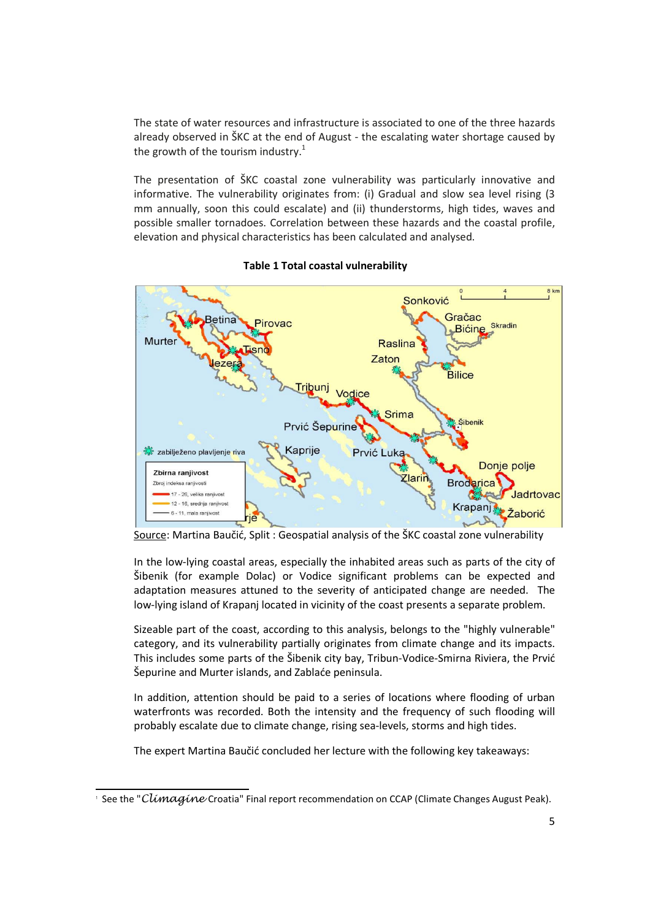The state of water resources and infrastructure is associated to one of the three hazards already observed in ŠKC at the end of August - the escalating water shortage caused by the growth of the tourism industry.[1]

The presentation of ŠKC coastal zone vulnerability was particularly innovative and informative. The vulnerability originates from: (i) Gradual and slow sea level rising (3 mm annually, soon this could escalate) and (ii) thunderstorms, high tides, waves and possible smaller tornadoes. Correlation between these hazards and the coastal profile, elevation and physical characteristics has been calculated and analysed.

**Table 1 Total coastal vulnerability**

Source: Martina Baučić, Split : Geospatial analysis of the ŠKC coastal zone vulnerability

In the low-lying coastal areas, especially the inhabited areas such as parts of the city of Šibenik (for example Dolac) or Vodice significant problems can be expected and adaptation measures attuned to the severity of anticipated change are needed. The low-lying island of Krapanj located in vicinity of the coast presents a separate problem.

Sizeable part of the coast, according to this analysis, belongs to the "highly vulnerable" category, and its vulnerability partially originates from climate change and its impacts. This includes some parts of the Šibenik city bay, Tribun-Vodice-Smirna Riviera, the Prvić Šepurine and Murter islands, and Zablaće peninsula.

In addition, attention should be paid to a series of locations where flooding of urban waterfronts was recorded. Both the intensity and the frequency of such flooding will probably escalate due to climate change, rising sea-levels, storms and high tides.

The expert Martina Baučić concluded her lecture with the following key takeaways:

[1] See the "*Climagine* Croatia" Final report recommendation on CCAP (Climate Changes August Peak).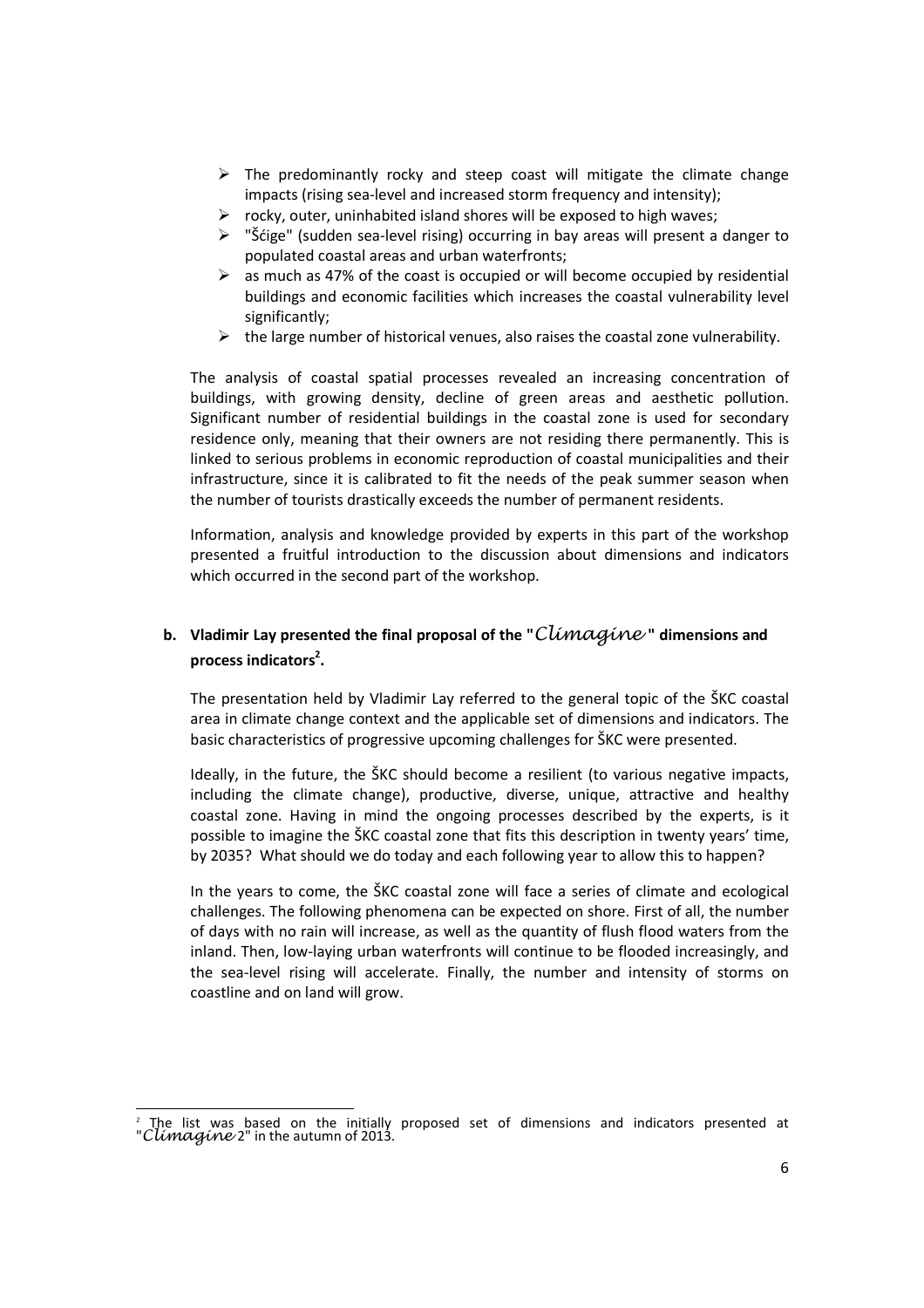- The predominantly rocky and steep coast will mitigate the climate change impacts (rising sea-level and increased storm frequency and intensity);
- rocky, outer, uninhabited island shores will be exposed to high waves;
- "Šćige" (sudden sea-level rising) occurring in bay areas will present a danger to populated coastal areas and urban waterfronts;
- as much as 47% of the coast is occupied or will become occupied by residential buildings and economic facilities which increases the coastal vulnerability level significantly;
- the large number of historical venues, also raises the coastal zone vulnerability.

The analysis of coastal spatial processes revealed an increasing concentration of buildings, with growing density, decline of green areas and aesthetic pollution. Significant number of residential buildings in the coastal zone is used for secondary residence only, meaning that their owners are not residing there permanently. This is linked to serious problems in economic reproduction of coastal municipalities and their infrastructure, since it is calibrated to fit the needs of the peak summer season when the number of tourists drastically exceeds the number of permanent residents.

Information, analysis and knowledge provided by experts in this part of the workshop presented a fruitful introduction to the discussion about dimensions and indicators which occurred in the second part of the workshop.

### b. Vladimir Lay presented the final proposal of the "*Climagine*" dimensions and process indicators[2].

The presentation held by Vladimir Lay referred to the general topic of the ŠKC coastal area in climate change context and the applicable set of dimensions and indicators. The basic characteristics of progressive upcoming challenges for ŠKC were presented.

Ideally, in the future, the ŠKC should become a resilient (to various negative impacts, including the climate change), productive, diverse, unique, attractive and healthy coastal zone. Having in mind the ongoing processes described by the experts, is it possible to imagine the ŠKC coastal zone that fits this description in twenty years' time, by 2035? What should we do today and each following year to allow this to happen?

In the years to come, the ŠKC coastal zone will face a series of climate and ecological challenges. The following phenomena can be expected on shore. First of all, the number of days with no rain will increase, as well as the quantity of flush flood waters from the inland. Then, low-laying urban waterfronts will continue to be flooded increasingly, and the sea-level rising will accelerate. Finally, the number and intensity of storms on coastline and on land will grow.

---

[2] The list was based on the initially proposed set of dimensions and indicators presented at "*Climagine* 2" in the autumn of 2013.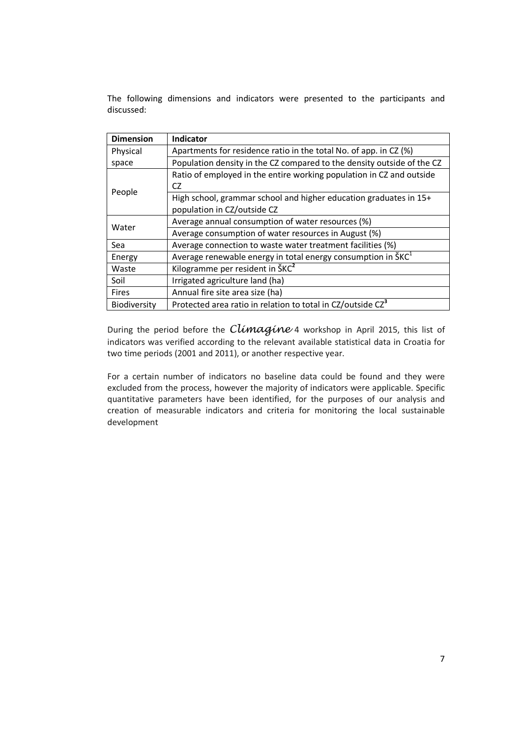The following dimensions and indicators were presented to the participants and discussed:

| Dimension | Indicator |
|---|---|
| Physical space | Apartments for residence ratio in the total No. of app. in CZ (%) |
| | Population density in the CZ compared to the density outside of the CZ |
| People | Ratio of employed in the entire working population in CZ and outside CZ |
| | High school, grammar school and higher education graduates in 15+ population in CZ/outside CZ |
| Water | Average annual consumption of water resources (%) |
| | Average consumption of water resources in August (%) |
| Sea | Average connection to waste water treatment facilities (%) |
| Energy | Average renewable energy in total energy consumption in ŠKC[1] |
| Waste | Kilogramme per resident in ŠKC[2] |
| Soil | Irrigated agriculture land (ha) |
| Fires | Annual fire site area size (ha) |
| Biodiversity | Protected area ratio in relation to total in CZ/outside CZ[3] |

During the period before the *Climagine* 4 workshop in April 2015, this list of indicators was verified according to the relevant available statistical data in Croatia for two time periods (2001 and 2011), or another respective year.

For a certain number of indicators no baseline data could be found and they were excluded from the process, however the majority of indicators were applicable. Specific quantitative parameters have been identified, for the purposes of our analysis and creation of measurable indicators and criteria for monitoring the local sustainable development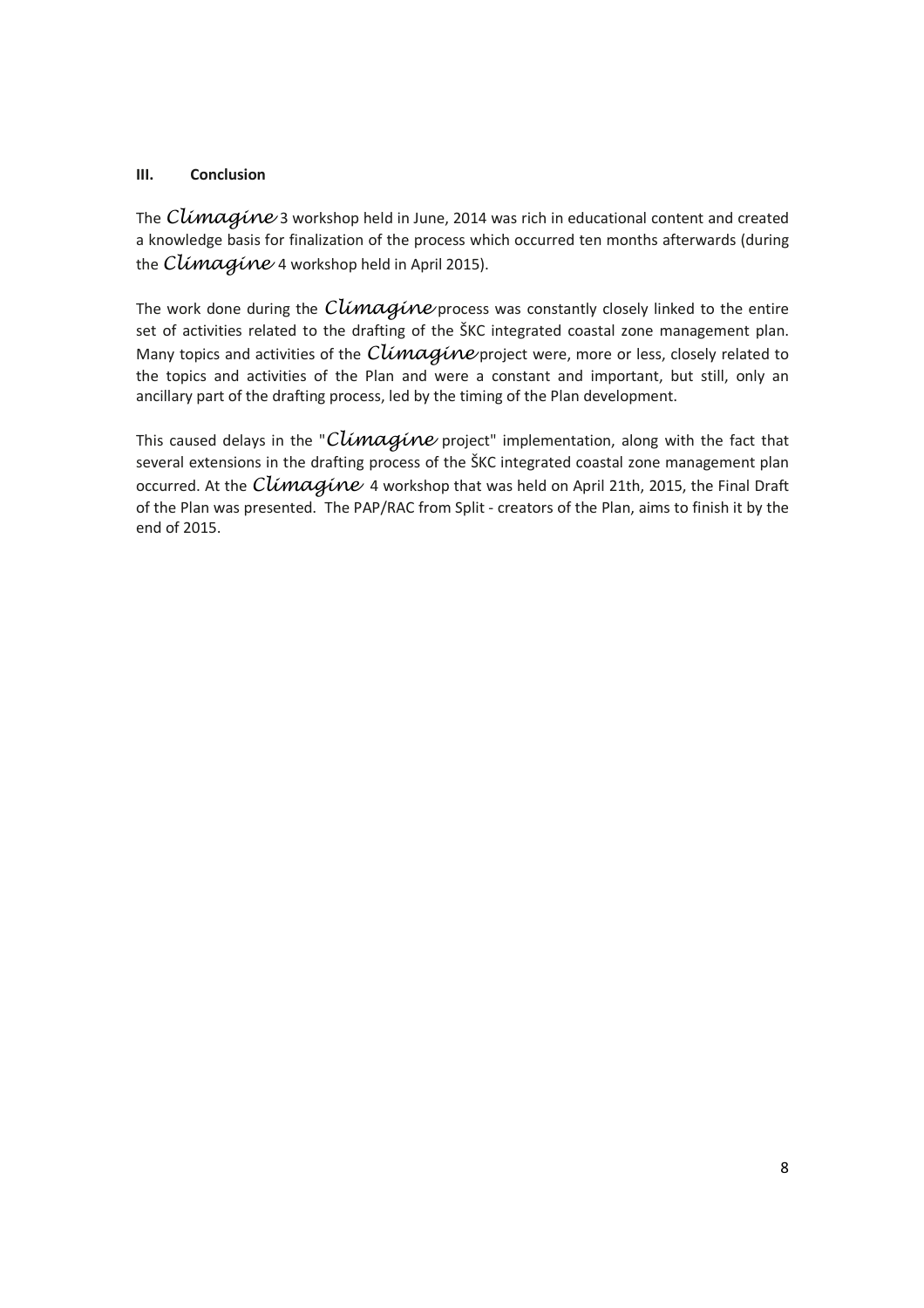## III. Conclusion

The *Climagine* 3 workshop held in June, 2014 was rich in educational content and created a knowledge basis for finalization of the process which occurred ten months afterwards (during the *Climagine* 4 workshop held in April 2015).

The work done during the *Climagine* process was constantly closely linked to the entire set of activities related to the drafting of the ŠKC integrated coastal zone management plan. Many topics and activities of the *Climagine* project were, more or less, closely related to the topics and activities of the Plan and were a constant and important, but still, only an ancillary part of the drafting process, led by the timing of the Plan development.

This caused delays in the "*Climagine* project" implementation, along with the fact that several extensions in the drafting process of the ŠKC integrated coastal zone management plan occurred. At the *Climagine* 4 workshop that was held on April 21th, 2015, the Final Draft of the Plan was presented. The PAP/RAC from Split - creators of the Plan, aims to finish it by the end of 2015.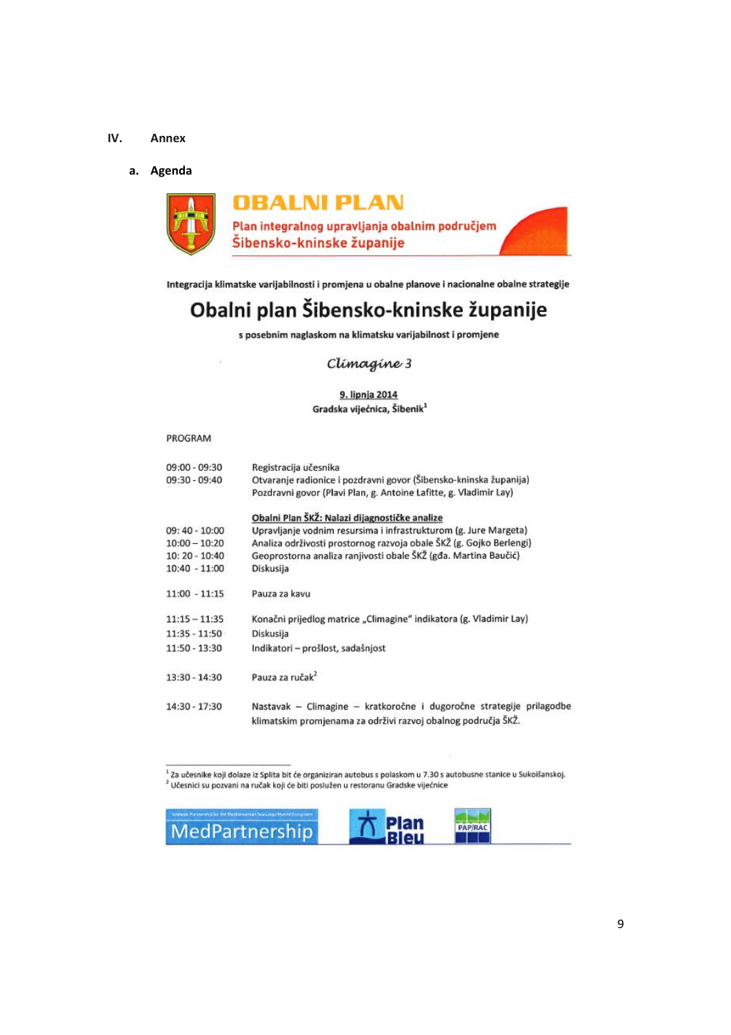# IV. Annex

## a. Agenda

**OBALNI PLAN**

**Plan integralnog upravljanja obalnim područjem Šibensko-kninske županije**

**Integracija klimatske varijabilnosti i promjena u obalne planove i nacionalne obalne strategije**

# Obalni plan Šibensko-kninske županije

**s posebnim naglaskom na klimatsku varijabilnost i promjene**

*Climagine 3*

**9. lipnja 2014**

**Gradska vijećnica, Šibenik**[1]

PROGRAM

| | |
|---|---|
| 09:00 - 09:30 | Registracija učesnika |
| 09:30 - 09:40 | Otvaranje radionice i pozdravni govor (Šibensko-kninska županija) |
| | Pozdravni govor (Plavi Plan, g. Antoine Lafitte, g. Vladimir Lay) |
| | **Obalni Plan ŠKŽ: Nalazi dijagnostičke analize** |
| 09: 40 - 10:00 | Upravljanje vodnim resursima i infrastrukturom (g. Jure Margeta) |
| 10:00 – 10:20 | Analiza održivosti prostornog razvoja obale ŠKŽ (g. Gojko Berlengi) |
| 10: 20 - 10:40 | Geoprostorna analiza ranjivosti obale ŠKŽ (gđa. Martina Baučić) |
| 10:40 - 11:00 | Diskusija |
| 11:00 - 11:15 | Pauza za kavu |
| 11:15 – 11:35 | Konačni prijedlog matrice „Climagine" indikatora (g. Vladimir Lay) |
| 11:35 - 11:50 | Diskusija |
| 11:50 - 13:30 | Indikatori – prošlost, sadašnjost |
| 13:30 - 14:30 | Pauza za ručak[2] |
| 14:30 - 17:30 | Nastavak – Climagine – kratkoročne i dugoročne strategije prilagodbe klimatskim promjenama za održivi razvoj obalnog područja ŠKŽ. |

[1] Za učesnike koji dolaze iz Splita bit će organiziran autobus s polaskom u 7.30 s autobusne stanice u Sukoišanskoj.
[2] Učesnici su pozvani na ručak koji će biti poslužen u restoranu Gradske vijećnice

MedPartnership | Plan Bleu | PAP/RAC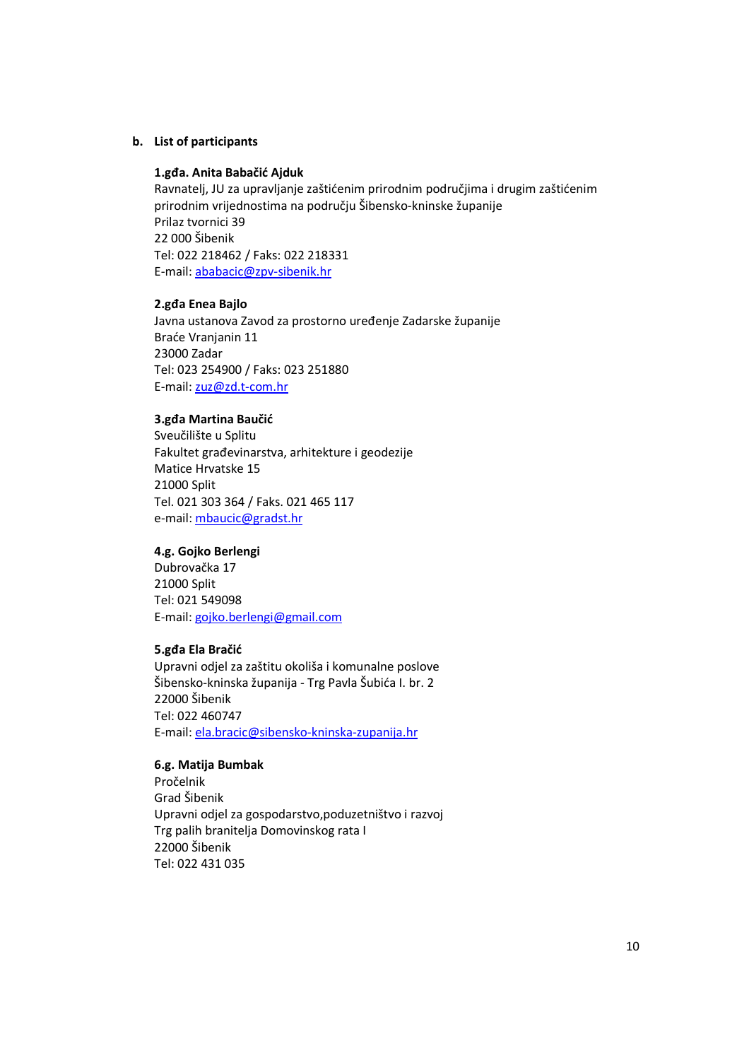## b. List of participants

**1.gđa. Anita Babačić Ajduk**
Ravnatelj, JU za upravljanje zaštićenim prirodnim područjima i drugim zaštićenim prirodnim vrijednostima na području Šibensko-kninske županije
Prilaz tvornici 39
22 000 Šibenik
Tel: 022 218462 / Faks: 022 218331
E-mail: ababacic@zpv-sibenik.hr

**2.gđa Enea Bajlo**
Javna ustanova Zavod za prostorno uređenje Zadarske županije
Braće Vranjanin 11
23000 Zadar
Tel: 023 254900 / Faks: 023 251880
E-mail: zuz@zd.t-com.hr

**3.gđa Martina Baučić**
Sveučilište u Splitu
Fakultet građevinarstva, arhitekture i geodezije
Matice Hrvatske 15
21000 Split
Tel. 021 303 364 / Faks. 021 465 117
e-mail: mbaucic@gradst.hr

**4.g. Gojko Berlengi**
Dubrovačka 17
21000 Split
Tel: 021 549098
E-mail: gojko.berlengi@gmail.com

**5.gđa Ela Bračić**
Upravni odjel za zaštitu okoliša i komunalne poslove
Šibensko-kninska županija - Trg Pavla Šubića I. br. 2
22000 Šibenik
Tel: 022 460747
E-mail: ela.bracic@sibensko-kninska-zupanija.hr

**6.g. Matija Bumbak**
Pročelnik
Grad Šibenik
Upravni odjel za gospodarstvo,poduzetništvo i razvoj
Trg palih branitelja Domovinskog rata I
22000 Šibenik
Tel: 022 431 035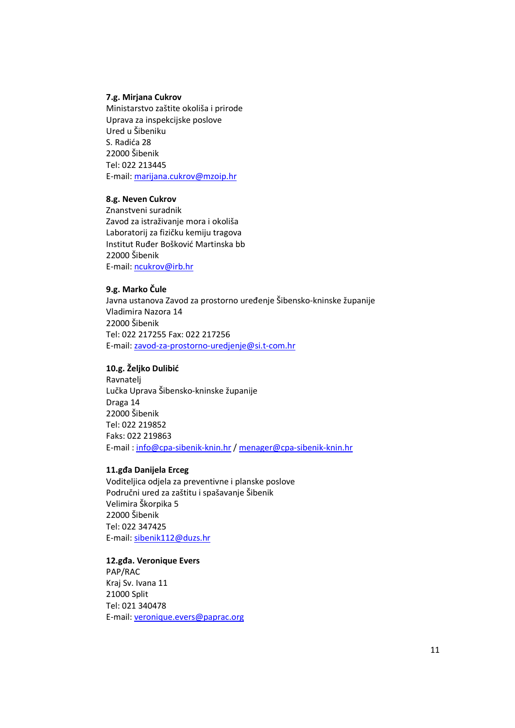**7.g. Mirjana Cukrov**
Ministarstvo zaštite okoliša i prirode
Uprava za inspekcijske poslove
Ured u Šibeniku
S. Radića 28
22000 Šibenik
Tel: 022 213445
E-mail: marijana.cukrov@mzoip.hr

**8.g. Neven Cukrov**
Znanstveni suradnik
Zavod za istraživanje mora i okoliša
Laboratorij za fizičku kemiju tragova
Institut Ruđer Bošković Martinska bb
22000 Šibenik
E-mail: ncukrov@irb.hr

**9.g. Marko Čule**
Javna ustanova Zavod za prostorno uređenje Šibensko-kninske županije
Vladimira Nazora 14
22000 Šibenik
Tel: 022 217255 Fax: 022 217256
E-mail: zavod-za-prostorno-uredjenje@si.t-com.hr

**10.g. Željko Dulibić**
Ravnatelj
Lučka Uprava Šibensko-kninske županije
Draga 14
22000 Šibenik
Tel: 022 219852
Faks: 022 219863
E-mail : info@cpa-sibenik-knin.hr / menager@cpa-sibenik-knin.hr

**11.gđa Danijela Erceg**
Voditeljica odjela za preventivne i planske poslove
Područni ured za zaštitu i spašavanje Šibenik
Velimira Škorpika 5
22000 Šibenik
Tel: 022 347425
E-mail: sibenik112@duzs.hr

**12.gđa. Veronique Evers**
PAP/RAC
Kraj Sv. Ivana 11
21000 Split
Tel: 021 340478
E-mail: veronique.evers@paprac.org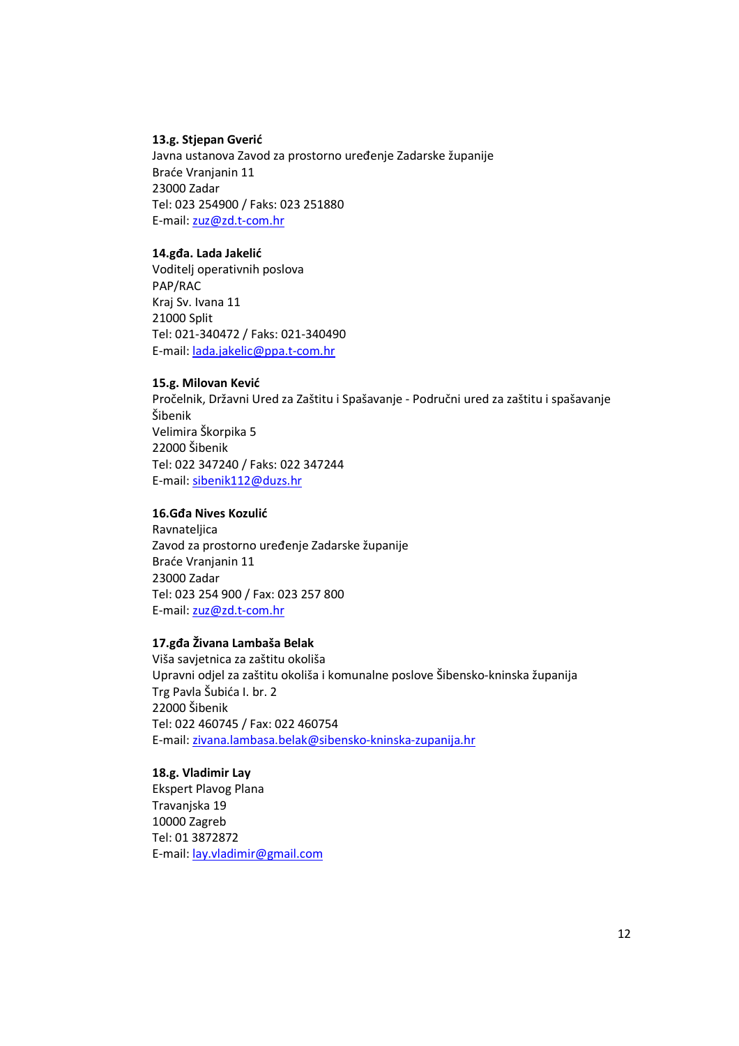**13.g. Stjepan Gverić**
Javna ustanova Zavod za prostorno uređenje Zadarske županije
Braće Vranjanin 11
23000 Zadar
Tel: 023 254900 / Faks: 023 251880
E-mail: zuz@zd.t-com.hr

**14.gđa. Lada Jakelić**
Voditelj operativnih poslova
PAP/RAC
Kraj Sv. Ivana 11
21000 Split
Tel: 021-340472 / Faks: 021-340490
E-mail: lada.jakelic@ppa.t-com.hr

**15.g. Milovan Kević**
Pročelnik, Državni Ured za Zaštitu i Spašavanje - Područni ured za zaštitu i spašavanje Šibenik
Velimira Škorpika 5
22000 Šibenik
Tel: 022 347240 / Faks: 022 347244
E-mail: sibenik112@duzs.hr

**16.Gđa Nives Kozulić**
Ravnateljica
Zavod za prostorno uređenje Zadarske županije
Braće Vranjanin 11
23000 Zadar
Tel: 023 254 900 / Fax: 023 257 800
E-mail: zuz@zd.t-com.hr

**17.gđa Živana Lambaša Belak**
Viša savjetnica za zaštitu okoliša
Upravni odjel za zaštitu okoliša i komunalne poslove Šibensko-kninska županija
Trg Pavla Šubića I. br. 2
22000 Šibenik
Tel: 022 460745 / Fax: 022 460754
E-mail: zivana.lambasa.belak@sibensko-kninska-zupanija.hr

**18.g. Vladimir Lay**
Ekspert Plavog Plana
Travanjska 19
10000 Zagreb
Tel: 01 3872872
E-mail: lay.vladimir@gmail.com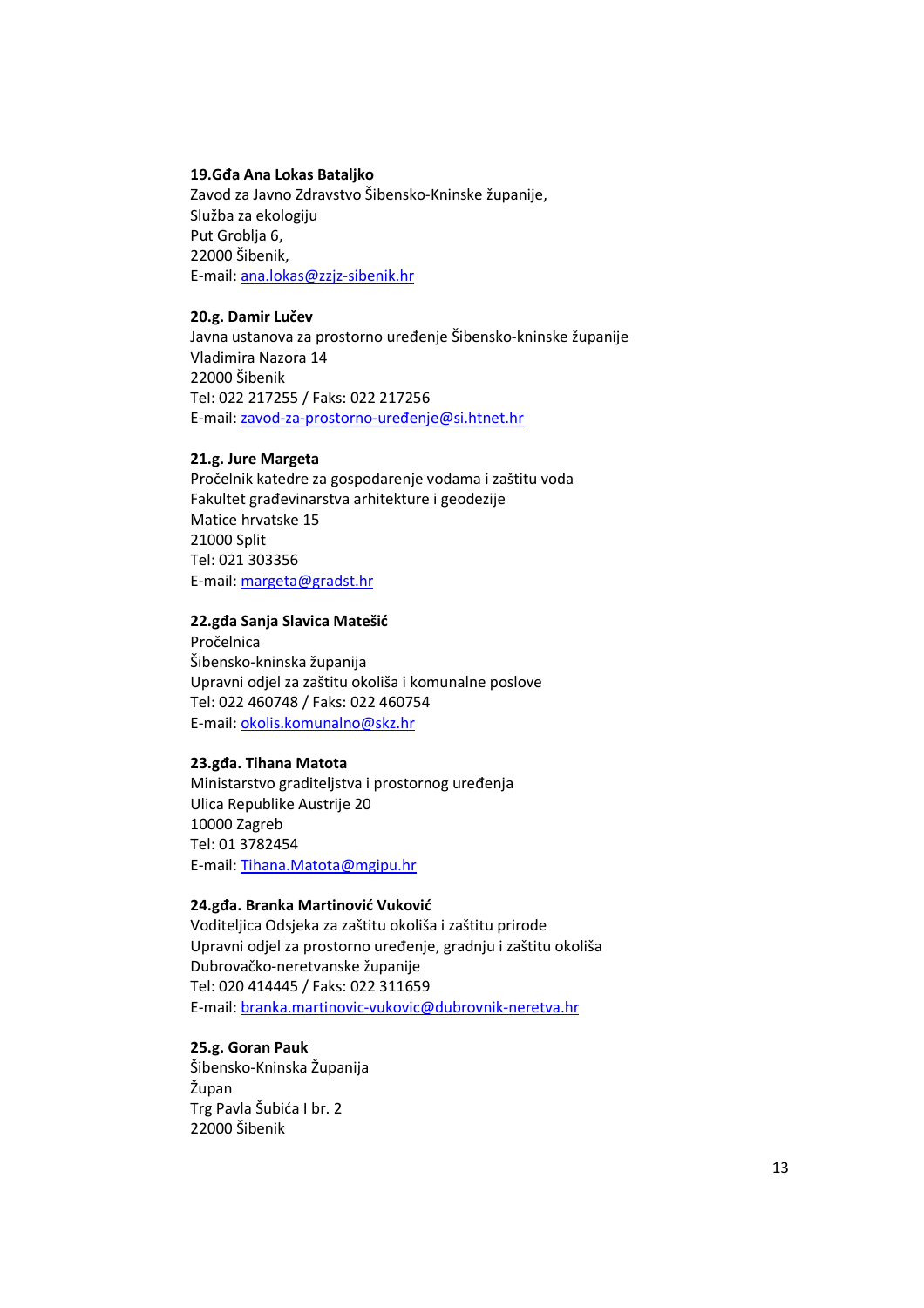**19.Gđa Ana Lokas Bataljko**
Zavod za Javno Zdravstvo Šibensko-Kninske županije,
Služba za ekologiju
Put Groblja 6,
22000 Šibenik,
E-mail: ana.lokas@zzjz-sibenik.hr

**20.g. Damir Lučev**
Javna ustanova za prostorno uređenje Šibensko-kninske županije
Vladimira Nazora 14
22000 Šibenik
Tel: 022 217255 / Faks: 022 217256
E-mail: zavod-za-prostorno-uređenje@si.htnet.hr

**21.g. Jure Margeta**
Pročelnik katedre za gospodarenje vodama i zaštitu voda
Fakultet građevinarstva arhitekture i geodezije
Matice hrvatske 15
21000 Split
Tel: 021 303356
E-mail: margeta@gradst.hr

**22.gđa Sanja Slavica Matešić**
Pročelnica
Šibensko-kninska županija
Upravni odjel za zaštitu okoliša i komunalne poslove
Tel: 022 460748 / Faks: 022 460754
E-mail: okolis.komunalno@skz.hr

**23.gđa. Tihana Matota**
Ministarstvo graditeljstva i prostornog uređenja
Ulica Republike Austrije 20
10000 Zagreb
Tel: 01 3782454
E-mail: Tihana.Matota@mgipu.hr

**24.gđa. Branka Martinović Vuković**
Voditeljica Odsjeka za zaštitu okoliša i zaštitu prirode
Upravni odjel za prostorno uređenje, gradnju i zaštitu okoliša
Dubrovačko-neretvanske županije
Tel: 020 414445 / Faks: 022 311659
E-mail: branka.martinovic-vukovic@dubrovnik-neretva.hr

**25.g. Goran Pauk**
Šibensko-Kninska Županija
Župan
Trg Pavla Šubića I br. 2
22000 Šibenik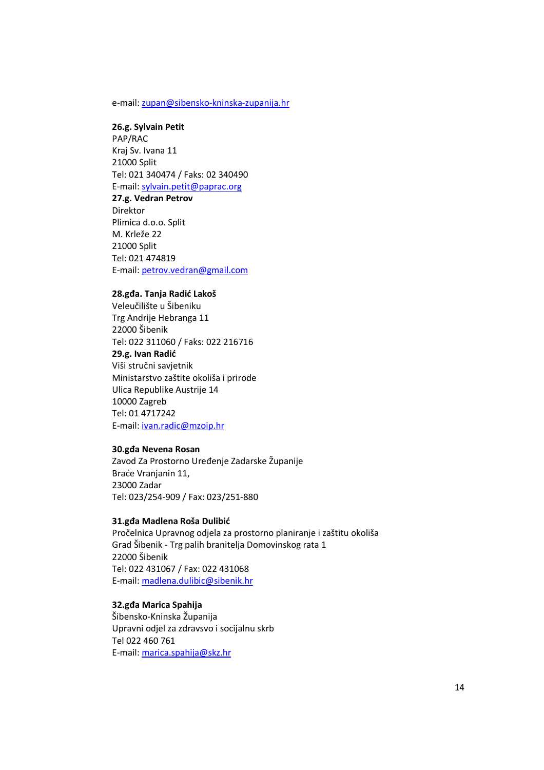e-mail: zupan@sibensko-kninska-zupanija.hr

**26.g. Sylvain Petit**
PAP/RAC
Kraj Sv. Ivana 11
21000 Split
Tel: 021 340474 / Faks: 02 340490
E-mail: sylvain.petit@paprac.org

**27.g. Vedran Petrov**
Direktor
Plimica d.o.o. Split
M. Krleže 22
21000 Split
Tel: 021 474819
E-mail: petrov.vedran@gmail.com

**28.gđa. Tanja Radić Lakoš**
Veleučilište u Šibeniku
Trg Andrije Hebranga 11
22000 Šibenik
Tel: 022 311060 / Faks: 022 216716

**29.g. Ivan Radić**
Viši stručni savjetnik
Ministarstvo zaštite okoliša i prirode
Ulica Republike Austrije 14
10000 Zagreb
Tel: 01 4717242
E-mail: ivan.radic@mzoip.hr

**30.gđa Nevena Rosan**
Zavod Za Prostorno Uređenje Zadarske Županije
Braće Vranjanin 11,
23000 Zadar
Tel: 023/254-909 / Fax: 023/251-880

**31.gđa Madlena Roša Dulibić**
Pročelnica Upravnog odjela za prostorno planiranje i zaštitu okoliša
Grad Šibenik - Trg palih branitelja Domovinskog rata 1
22000 Šibenik
Tel: 022 431067 / Fax: 022 431068
E-mail: madlena.dulibic@sibenik.hr

**32.gđa Marica Spahija**
Šibensko-Kninska Županija
Upravni odjel za zdravsvo i socijalnu skrb
Tel 022 460 761
E-mail: marica.spahija@skz.hr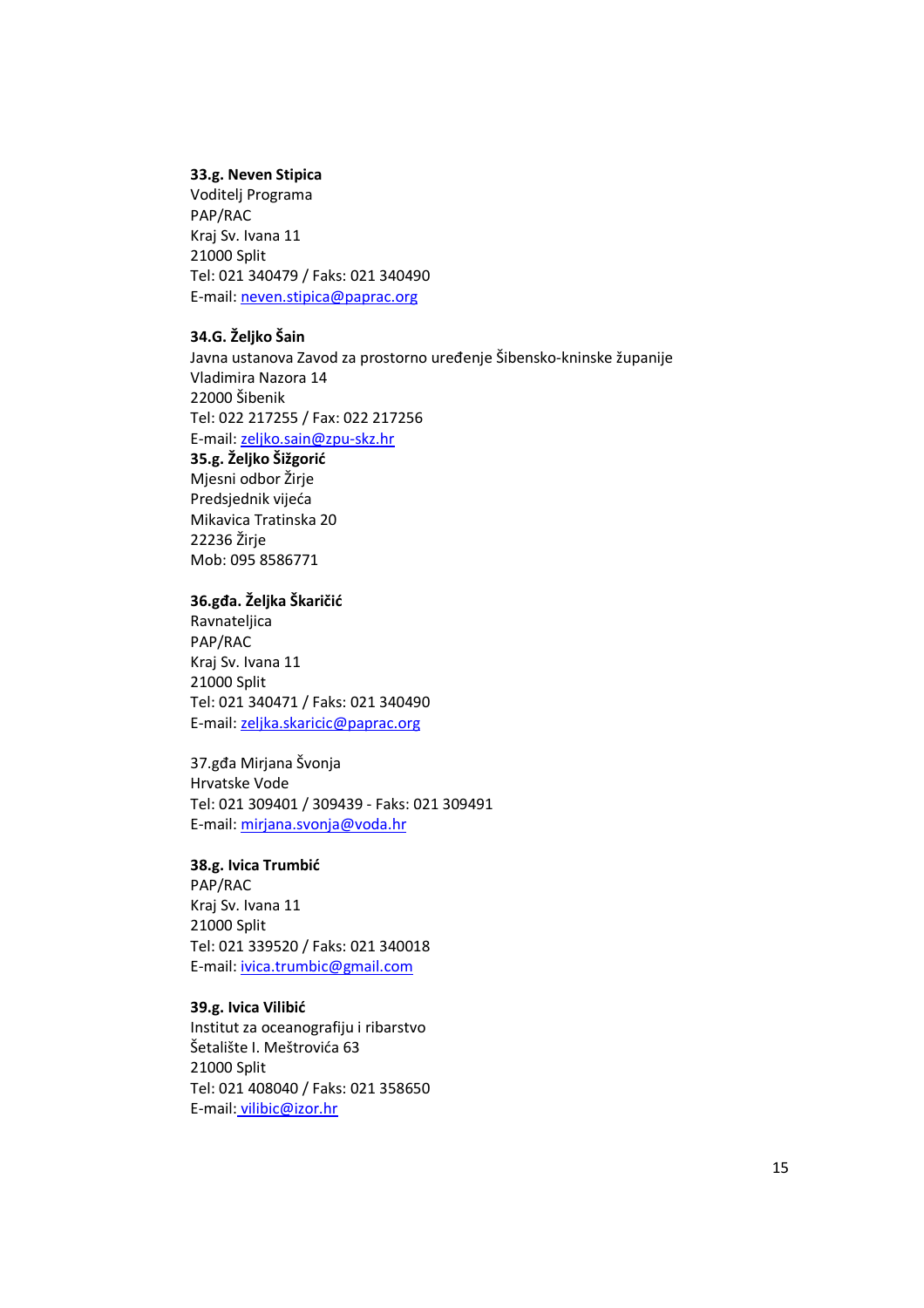**33.g. Neven Stipica**
Voditelj Programa
PAP/RAC
Kraj Sv. Ivana 11
21000 Split
Tel: 021 340479 / Faks: 021 340490
E-mail: neven.stipica@paprac.org

**34.G. Željko Šain**
Javna ustanova Zavod za prostorno uređenje Šibensko-kninske županije
Vladimira Nazora 14
22000 Šibenik
Tel: 022 217255 / Fax: 022 217256
E-mail: zeljko.sain@zpu-skz.hr

**35.g. Željko Šižgorić**
Mjesni odbor Žirje
Predsjednik vijeća
Mikavica Tratinska 20
22236 Žirje
Mob: 095 8586771

**36.gđa. Željka Škaričić**
Ravnateljica
PAP/RAC
Kraj Sv. Ivana 11
21000 Split
Tel: 021 340471 / Faks: 021 340490
E-mail: zeljka.skaricic@paprac.org

37.gđa Mirjana Švonja
Hrvatske Vode
Tel: 021 309401 / 309439 - Faks: 021 309491
E-mail: mirjana.svonja@voda.hr

**38.g. Ivica Trumbić**
PAP/RAC
Kraj Sv. Ivana 11
21000 Split
Tel: 021 339520 / Faks: 021 340018
E-mail: ivica.trumbic@gmail.com

**39.g. Ivica Vilibić**
Institut za oceanografiju i ribarstvo
Šetalište I. Meštrovića 63
21000 Split
Tel: 021 408040 / Faks: 021 358650
E-mail: vilibic@izor.hr